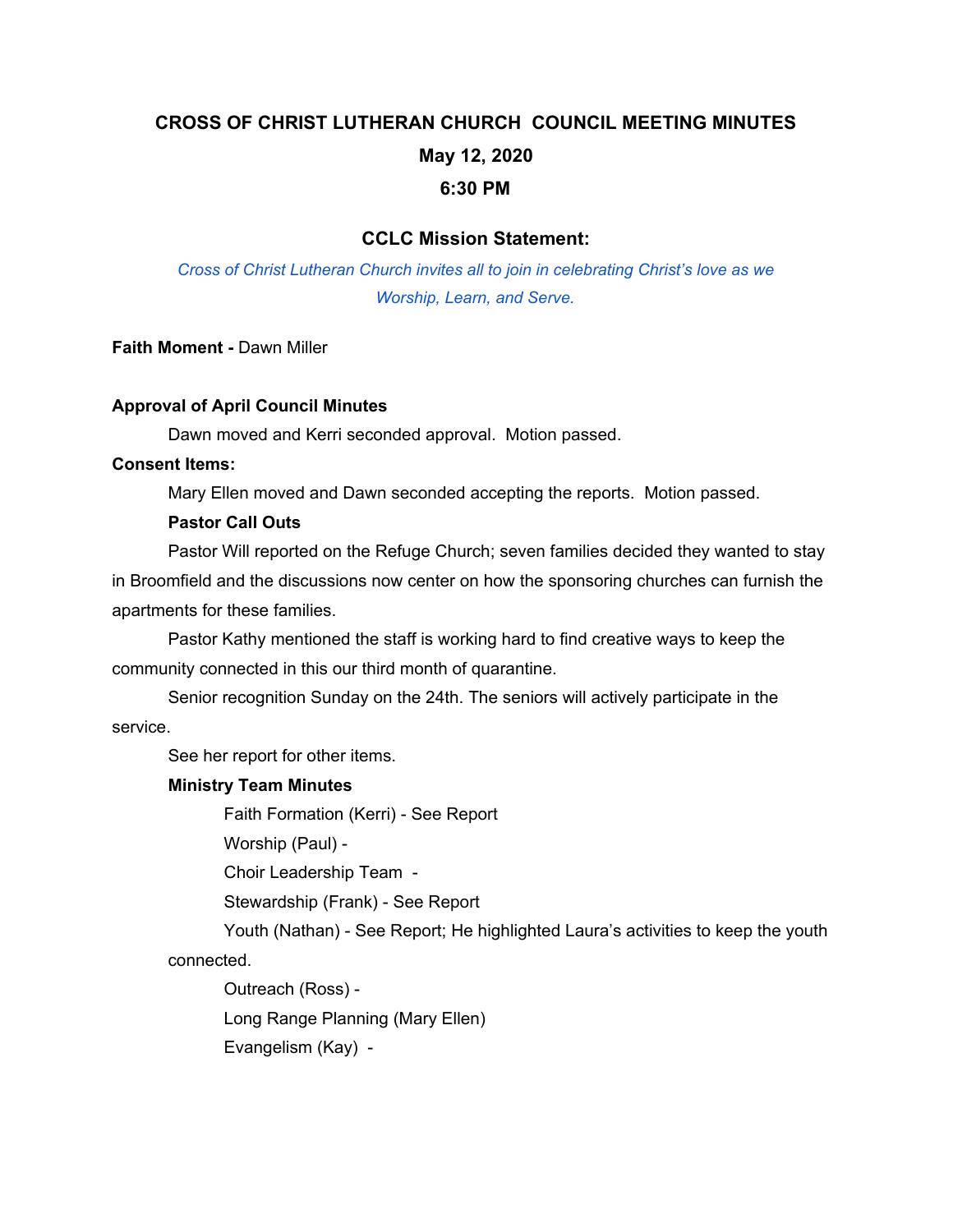# CROSS OF CHRIST LUTHERAN CHURCH COUNCIL MEETING MINUTES

## May 12, 2020

## 6:30 PM

### CCLC Mission Statement:

*Cross of Christ Lutheran Church invites all to join in celebrating Christ's love as we Worship, Learn, and Serve.*

**Faith Moment -** Dawn Miller

**Approval of April Council Minutes**

Dawn moved and Kerri seconded approval. Motion passed.

**Consent Items:**

Mary Ellen moved and Dawn seconded accepting the reports. Motion passed.

**Pastor Call Outs**

Pastor Will reported on the Refuge Church; seven families decided they wanted to stay in Broomfield and the discussions now center on how the sponsoring churches can furnish the apartments for these families.

Pastor Kathy mentioned the staff is working hard to find creative ways to keep the community connected in this our third month of quarantine.

Senior recognition Sunday on the 24th. The seniors will actively participate in the service.

See her report for other items.

**Ministry Team Minutes**

Faith Formation (Kerri) - See Report

Worship (Paul) -

Choir Leadership Team -

Stewardship (Frank) - See Report

Youth (Nathan) - See Report; He highlighted Laura's activities to keep the youth connected.

Outreach (Ross) -

Long Range Planning (Mary Ellen)

Evangelism (Kay) -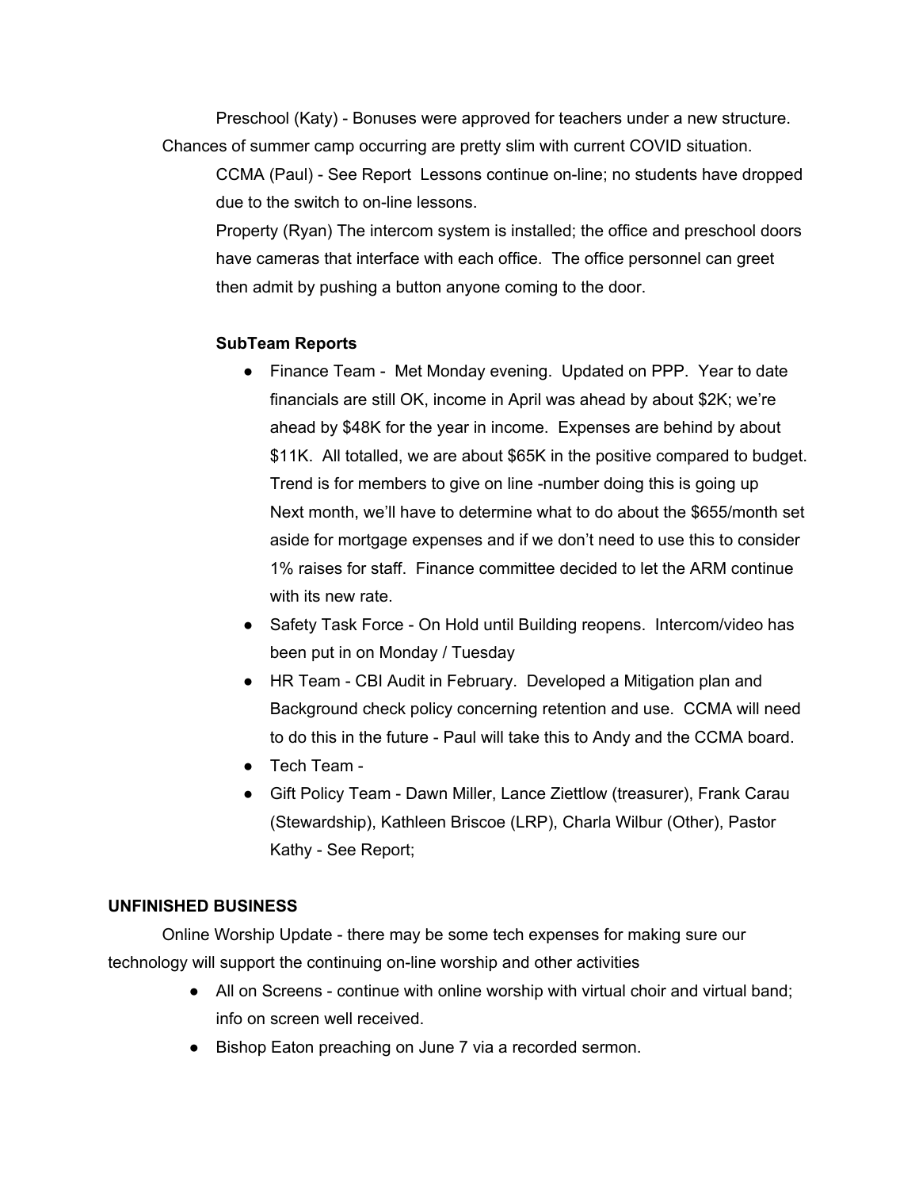Preschool (Katy) - Bonuses were approved for teachers under a new structure. Chances of summer camp occurring are pretty slim with current COVID situation.

CCMA (Paul) - See Report Lessons continue on-line; no students have dropped due to the switch to on-line lessons.

Property (Ryan) The intercom system is installed; the office and preschool doors have cameras that interface with each office. The office personnel can greet then admit by pushing a button anyone coming to the door.

**SubTeam Reports**

- Finance Team - Met Monday evening. Updated on PPP. Year to date financials are still OK, income in April was ahead by about $2K; we're ahead by $48K for the year in income. Expenses are behind by about $11K. All totalled, we are about $65K in the positive compared to budget. Trend is for members to give on line -number doing this is going up Next month, we'll have to determine what to do about the $655/month set aside for mortgage expenses and if we don't need to use this to consider 1% raises for staff. Finance committee decided to let the ARM continue with its new rate.
- Safety Task Force - On Hold until Building reopens. Intercom/video has been put in on Monday / Tuesday
- HR Team - CBI Audit in February. Developed a Mitigation plan and Background check policy concerning retention and use. CCMA will need to do this in the future - Paul will take this to Andy and the CCMA board.
- Tech Team -
- Gift Policy Team - Dawn Miller, Lance Ziettlow (treasurer), Frank Carau (Stewardship), Kathleen Briscoe (LRP), Charla Wilbur (Other), Pastor Kathy - See Report;

**UNFINISHED BUSINESS**

Online Worship Update - there may be some tech expenses for making sure our technology will support the continuing on-line worship and other activities

- All on Screens - continue with online worship with virtual choir and virtual band; info on screen well received.
- Bishop Eaton preaching on June 7 via a recorded sermon.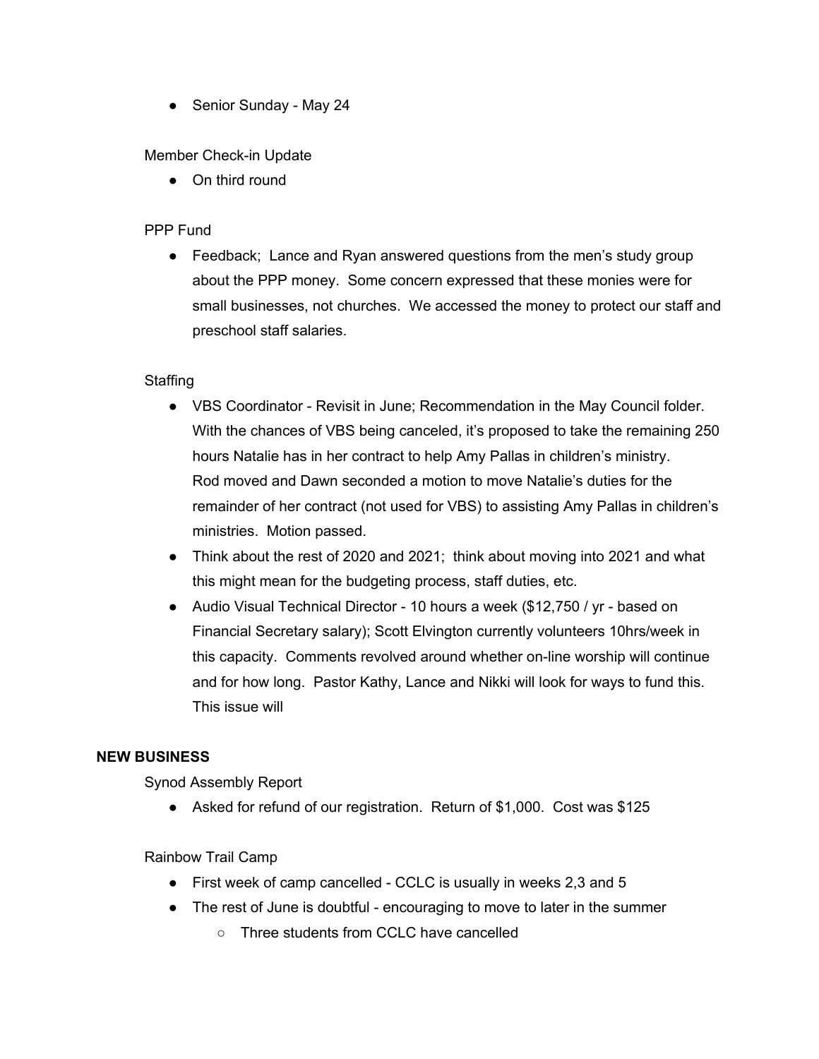- Senior Sunday - May 24

Member Check-in Update

- On third round

PPP Fund

- Feedback;  Lance and Ryan answered questions from the men's study group about the PPP money.  Some concern expressed that these monies were for small businesses, not churches.  We accessed the money to protect our staff and preschool staff salaries.

Staffing

- VBS Coordinator - Revisit in June; Recommendation in the May Council folder. With the chances of VBS being canceled, it's proposed to take the remaining 250 hours Natalie has in her contract to help Amy Pallas in children's ministry. Rod moved and Dawn seconded a motion to move Natalie's duties for the remainder of her contract (not used for VBS) to assisting Amy Pallas in children's ministries.  Motion passed.
- Think about the rest of 2020 and 2021;  think about moving into 2021 and what this might mean for the budgeting process, staff duties, etc.
- Audio Visual Technical Director - 10 hours a week ($12,750 / yr - based on Financial Secretary salary); Scott Elvington currently volunteers 10hrs/week in this capacity.  Comments revolved around whether on-line worship will continue and for how long.  Pastor Kathy, Lance and Nikki will look for ways to fund this. This issue will

**NEW BUSINESS**

Synod Assembly Report

- Asked for refund of our registration.  Return of $1,000.  Cost was $125

Rainbow Trail Camp

- First week of camp cancelled - CCLC is usually in weeks 2,3 and 5
- The rest of June is doubtful - encouraging to move to later in the summer
  - Three students from CCLC have cancelled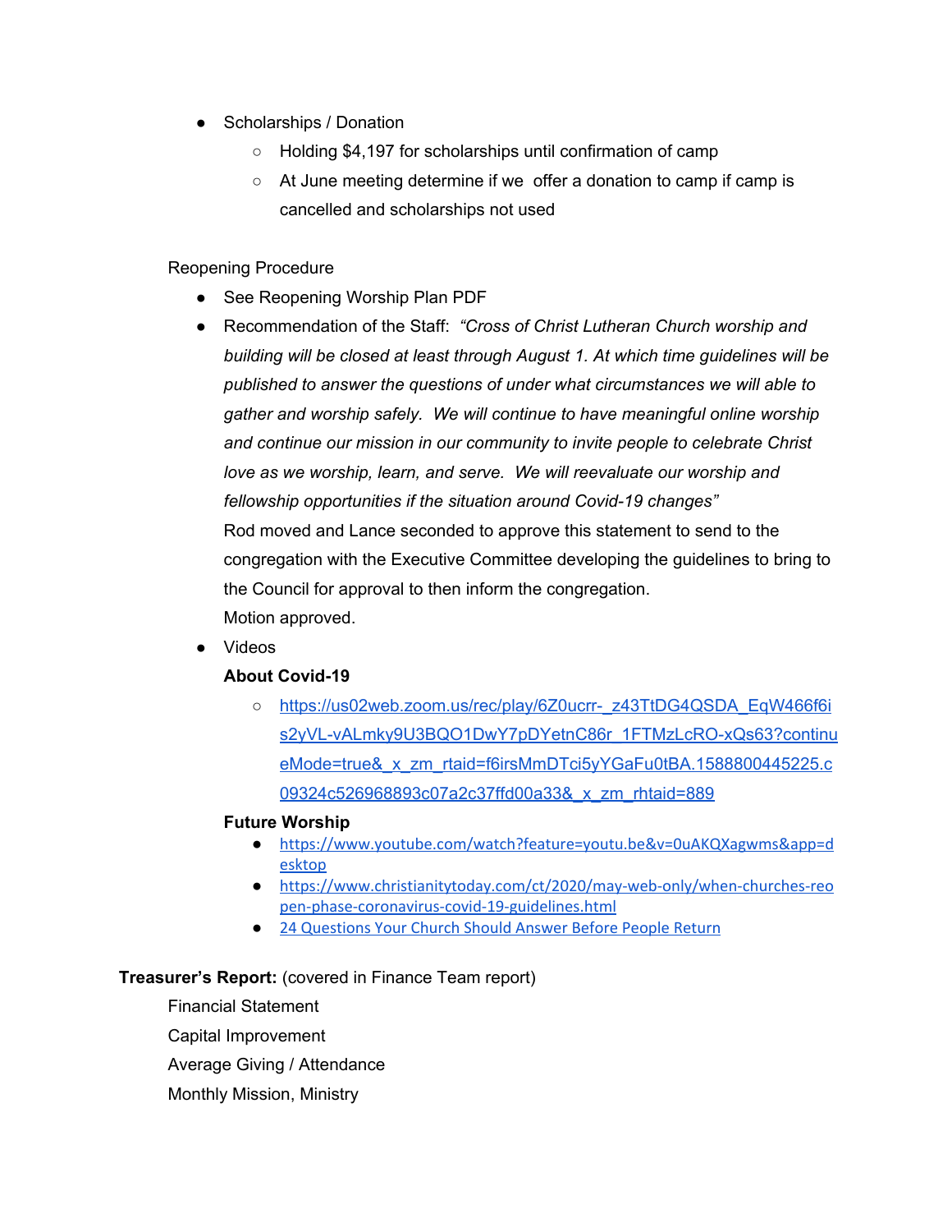- Scholarships / Donation
    - Holding $4,197 for scholarships until confirmation of camp
    - At June meeting determine if we  offer a donation to camp if camp is cancelled and scholarships not used

Reopening Procedure

- See Reopening Worship Plan PDF
- Recommendation of the Staff: *"Cross of Christ Lutheran Church worship and building will be closed at least through August 1. At which time guidelines will be published to answer the questions of under what circumstances we will able to gather and worship safely.  We will continue to have meaningful online worship and continue our mission in our community to invite people to celebrate Christ love as we worship, learn, and serve.  We will reevaluate our worship and fellowship opportunities if the situation around Covid-19 changes"*
  Rod moved and Lance seconded to approve this statement to send to the congregation with the Executive Committee developing the guidelines to bring to the Council for approval to then inform the congregation.
  Motion approved.
- Videos

  **About Covid-19**
    - https://us02web.zoom.us/rec/play/6Z0ucrr-_z43TtDG4QSDA_EqW466f6is2yVL-vALmky9U3BQO1DwY7pDYetnC86r_1FTMzLcRO-xQs63?continueMode=true&_x_zm_rtaid=f6irsMmDTci5yYGaFu0tBA.1588800445225.c09324c526968893c07a2c37ffd00a33&_x_zm_rhtaid=889

  **Future Worship**
    - https://www.youtube.com/watch?feature=youtu.be&v=0uAKQXagwms&app=desktop
    - https://www.christianitytoday.com/ct/2020/may-web-only/when-churches-reopen-phase-coronavirus-covid-19-guidelines.html
    - 24 Questions Your Church Should Answer Before People Return

**Treasurer's Report:** (covered in Finance Team report)

Financial Statement

Capital Improvement

Average Giving / Attendance

Monthly Mission, Ministry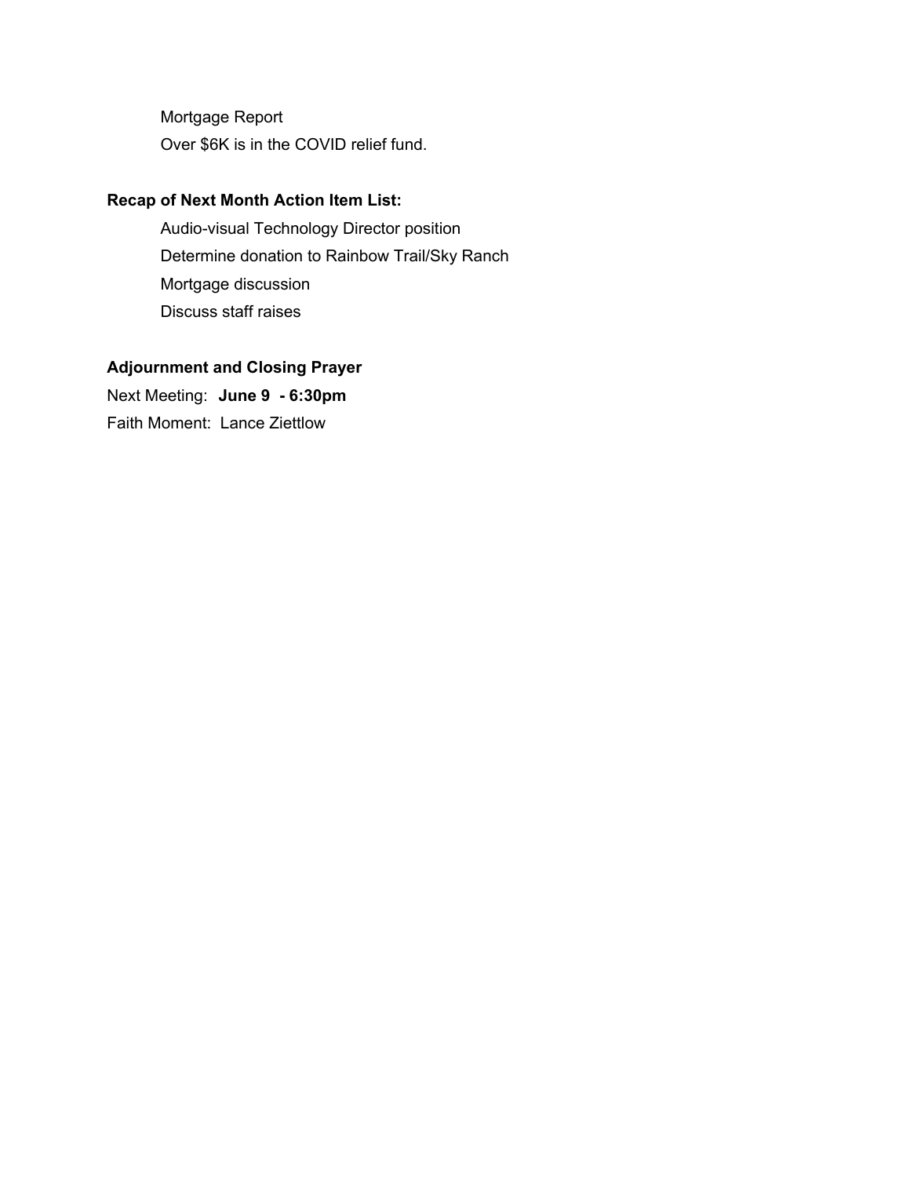Mortgage Report

Over $6K is in the COVID relief fund.

**Recap of Next Month Action Item List:**

Audio-visual Technology Director position

Determine donation to Rainbow Trail/Sky Ranch

Mortgage discussion

Discuss staff raises

**Adjournment and Closing Prayer**

Next Meeting: **June 9 - 6:30pm**

Faith Moment: Lance Ziettlow